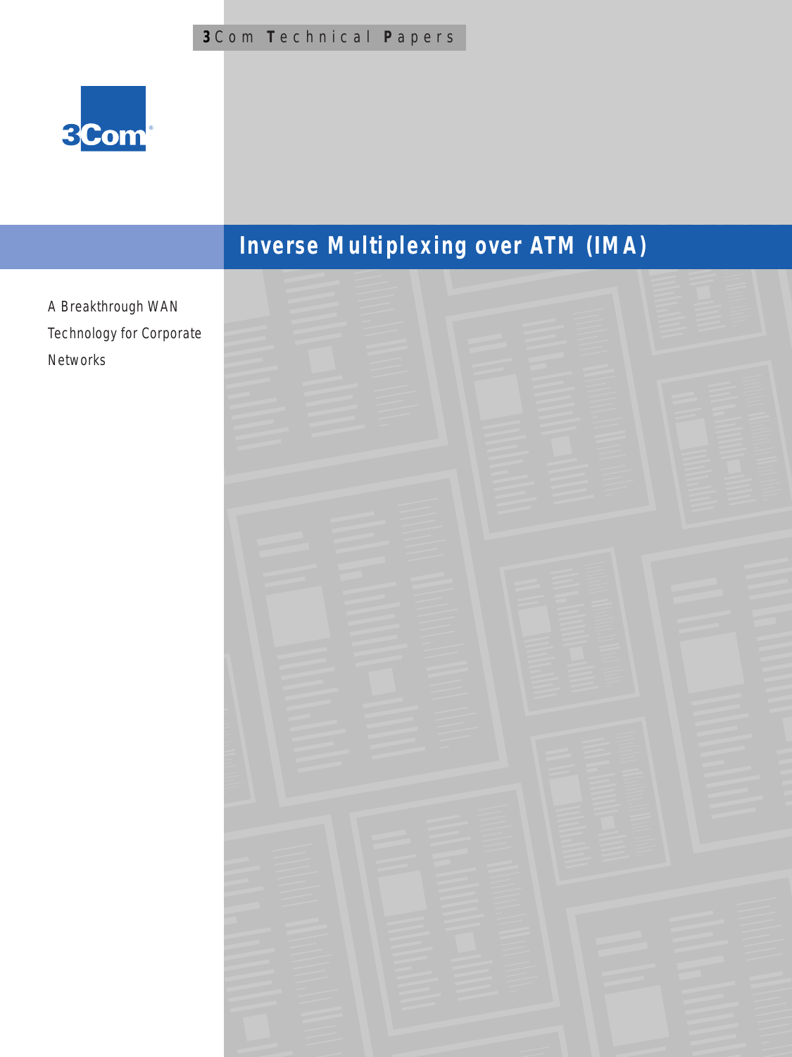3Com Technical Papers

3Com

# Inverse Multiplexing over ATM (IMA)

A Breakthrough WAN Technology for Corporate Networks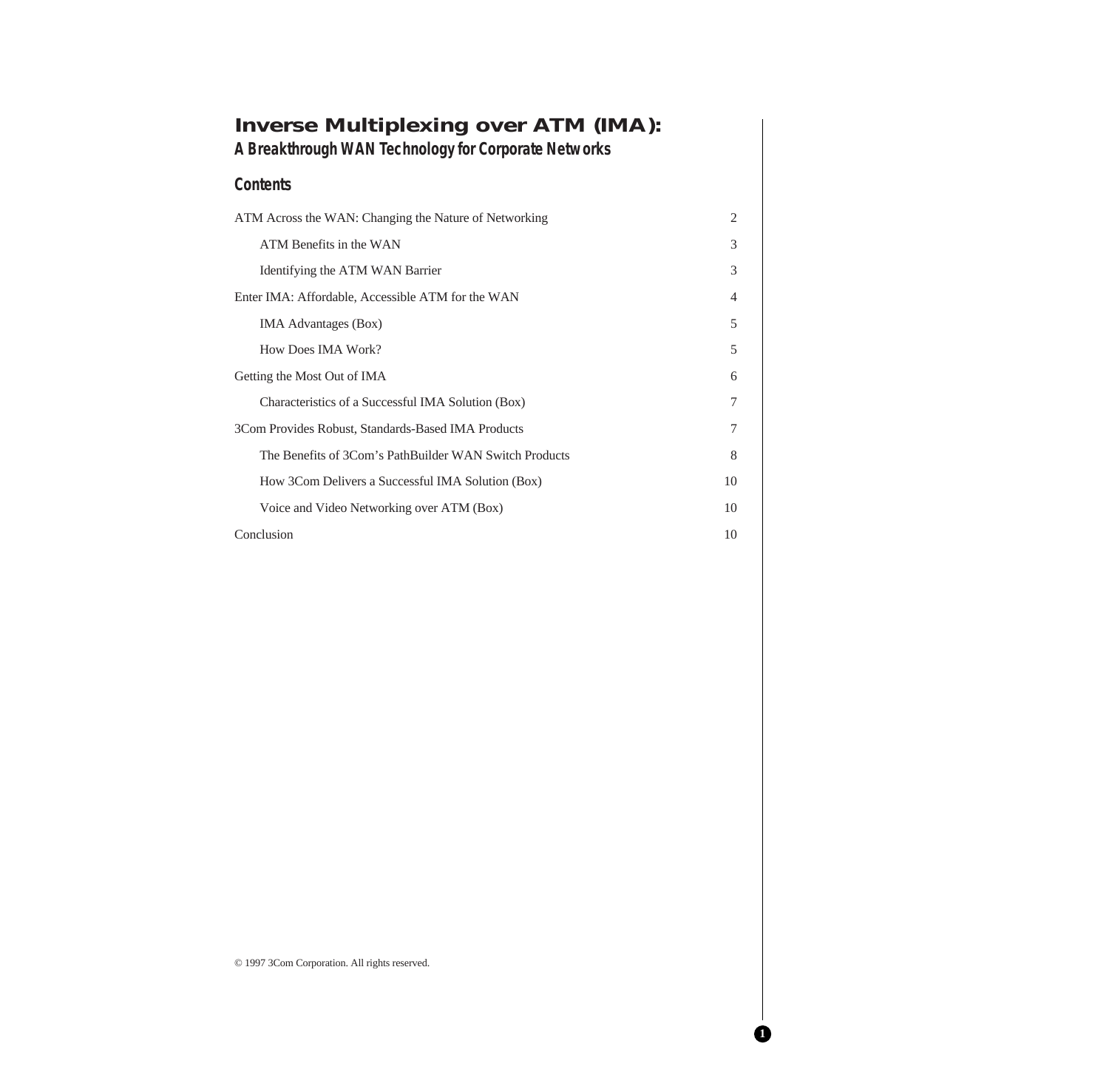# Inverse Multiplexing over ATM (IMA):

## A Breakthrough WAN Technology for Corporate Networks

### Contents

| | |
|---|---|
| ATM Across the WAN: Changing the Nature of Networking | 2 |
| &nbsp;&nbsp;&nbsp;&nbsp;ATM Benefits in the WAN | 3 |
| &nbsp;&nbsp;&nbsp;&nbsp;Identifying the ATM WAN Barrier | 3 |
| Enter IMA: Affordable, Accessible ATM for the WAN | 4 |
| &nbsp;&nbsp;&nbsp;&nbsp;IMA Advantages (Box) | 5 |
| &nbsp;&nbsp;&nbsp;&nbsp;How Does IMA Work? | 5 |
| Getting the Most Out of IMA | 6 |
| &nbsp;&nbsp;&nbsp;&nbsp;Characteristics of a Successful IMA Solution (Box) | 7 |
| 3Com Provides Robust, Standards-Based IMA Products | 7 |
| &nbsp;&nbsp;&nbsp;&nbsp;The Benefits of 3Com's PathBuilder WAN Switch Products | 8 |
| &nbsp;&nbsp;&nbsp;&nbsp;How 3Com Delivers a Successful IMA Solution (Box) | 10 |
| &nbsp;&nbsp;&nbsp;&nbsp;Voice and Video Networking over ATM (Box) | 10 |
| Conclusion | 10 |

© 1997 3Com Corporation. All rights reserved.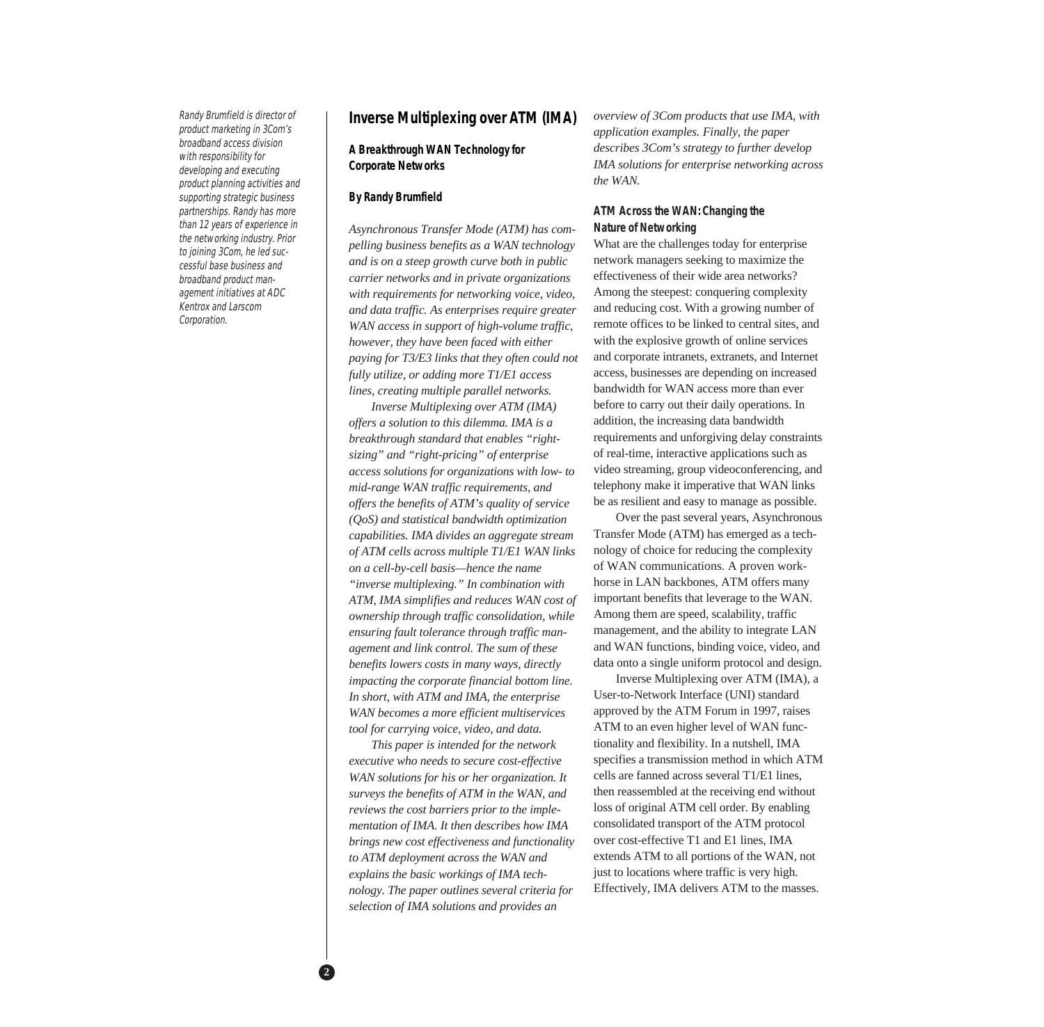*Randy Brumfield is director of product marketing in 3Com's broadband access division with responsibility for developing and executing product planning activities and supporting strategic business partnerships. Randy has more than 12 years of experience in the networking industry. Prior to joining 3Com, he led successful base business and broadband product management initiatives at ADC Kentrox and Larscom Corporation.*

# Inverse Multiplexing over ATM (IMA)

## A Breakthrough WAN Technology for Corporate Networks

**By Randy Brumfield**

*Asynchronous Transfer Mode (ATM) has compelling business benefits as a WAN technology and is on a steep growth curve both in public carrier networks and in private organizations with requirements for networking voice, video, and data traffic. As enterprises require greater WAN access in support of high-volume traffic, however, they have been faced with either paying for T3/E3 links that they often could not fully utilize, or adding more T1/E1 access lines, creating multiple parallel networks.*

*Inverse Multiplexing over ATM (IMA) offers a solution to this dilemma. IMA is a breakthrough standard that enables "right-sizing" and "right-pricing" of enterprise access solutions for organizations with low- to mid-range WAN traffic requirements, and offers the benefits of ATM's quality of service (QoS) and statistical bandwidth optimization capabilities. IMA divides an aggregate stream of ATM cells across multiple T1/E1 WAN links on a cell-by-cell basis—hence the name "inverse multiplexing." In combination with ATM, IMA simplifies and reduces WAN cost of ownership through traffic consolidation, while ensuring fault tolerance through traffic management and link control. The sum of these benefits lowers costs in many ways, directly impacting the corporate financial bottom line. In short, with ATM and IMA, the enterprise WAN becomes a more efficient multiservices tool for carrying voice, video, and data.*

*This paper is intended for the network executive who needs to secure cost-effective WAN solutions for his or her organization. It surveys the benefits of ATM in the WAN, and reviews the cost barriers prior to the implementation of IMA. It then describes how IMA brings new cost effectiveness and functionality to ATM deployment across the WAN and explains the basic workings of IMA technology. The paper outlines several criteria for selection of IMA solutions and provides an overview of 3Com products that use IMA, with application examples. Finally, the paper describes 3Com's strategy to further develop IMA solutions for enterprise networking across the WAN.*

### ATM Across the WAN: Changing the Nature of Networking

What are the challenges today for enterprise network managers seeking to maximize the effectiveness of their wide area networks? Among the steepest: conquering complexity and reducing cost. With a growing number of remote offices to be linked to central sites, and with the explosive growth of online services and corporate intranets, extranets, and Internet access, businesses are depending on increased bandwidth for WAN access more than ever before to carry out their daily operations. In addition, the increasing data bandwidth requirements and unforgiving delay constraints of real-time, interactive applications such as video streaming, group videoconferencing, and telephony make it imperative that WAN links be as resilient and easy to manage as possible.

Over the past several years, Asynchronous Transfer Mode (ATM) has emerged as a technology of choice for reducing the complexity of WAN communications. A proven workhorse in LAN backbones, ATM offers many important benefits that leverage to the WAN. Among them are speed, scalability, traffic management, and the ability to integrate LAN and WAN functions, binding voice, video, and data onto a single uniform protocol and design.

Inverse Multiplexing over ATM (IMA), a User-to-Network Interface (UNI) standard approved by the ATM Forum in 1997, raises ATM to an even higher level of WAN functionality and flexibility. In a nutshell, IMA specifies a transmission method in which ATM cells are fanned across several T1/E1 lines, then reassembled at the receiving end without loss of original ATM cell order. By enabling consolidated transport of the ATM protocol over cost-effective T1 and E1 lines, IMA extends ATM to all portions of the WAN, not just to locations where traffic is very high. Effectively, IMA delivers ATM to the masses.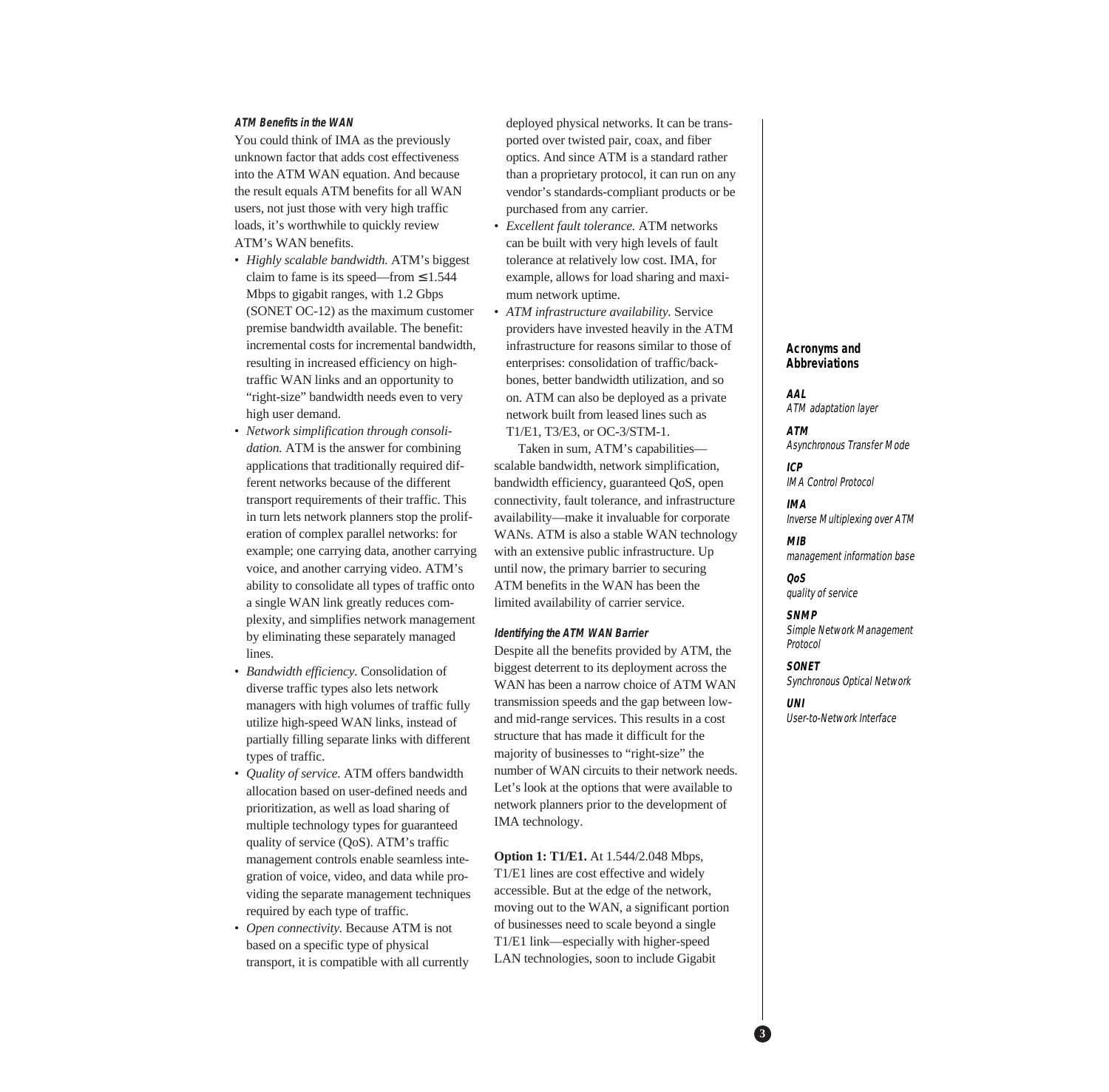### ATM Benefits in the WAN

You could think of IMA as the previously unknown factor that adds cost effectiveness into the ATM WAN equation. And because the result equals ATM benefits for all WAN users, not just those with very high traffic loads, it's worthwhile to quickly review ATM's WAN benefits.

- *Highly scalable bandwidth.* ATM's biggest claim to fame is its speed—from ≤ 1.544 Mbps to gigabit ranges, with 1.2 Gbps (SONET OC-12) as the maximum customer premise bandwidth available. The benefit: incremental costs for incremental bandwidth, resulting in increased efficiency on high-traffic WAN links and an opportunity to "right-size" bandwidth needs even to very high user demand.
- *Network simplification through consolidation.* ATM is the answer for combining applications that traditionally required different networks because of the different transport requirements of their traffic. This in turn lets network planners stop the proliferation of complex parallel networks: for example; one carrying data, another carrying voice, and another carrying video. ATM's ability to consolidate all types of traffic onto a single WAN link greatly reduces complexity, and simplifies network management by eliminating these separately managed lines.
- *Bandwidth efficiency.* Consolidation of diverse traffic types also lets network managers with high volumes of traffic fully utilize high-speed WAN links, instead of partially filling separate links with different types of traffic.
- *Quality of service.* ATM offers bandwidth allocation based on user-defined needs and prioritization, as well as load sharing of multiple technology types for guaranteed quality of service (QoS). ATM's traffic management controls enable seamless integration of voice, video, and data while providing the separate management techniques required by each type of traffic.
- *Open connectivity.* Because ATM is not based on a specific type of physical transport, it is compatible with all currently deployed physical networks. It can be transported over twisted pair, coax, and fiber optics. And since ATM is a standard rather than a proprietary protocol, it can run on any vendor's standards-compliant products or be purchased from any carrier.
- *Excellent fault tolerance.* ATM networks can be built with very high levels of fault tolerance at relatively low cost. IMA, for example, allows for load sharing and maximum network uptime.
- *ATM infrastructure availability.* Service providers have invested heavily in the ATM infrastructure for reasons similar to those of enterprises: consolidation of traffic/backbones, better bandwidth utilization, and so on. ATM can also be deployed as a private network built from leased lines such as T1/E1, T3/E3, or OC-3/STM-1.

Taken in sum, ATM's capabilities—scalable bandwidth, network simplification, bandwidth efficiency, guaranteed QoS, open connectivity, fault tolerance, and infrastructure availability—make it invaluable for corporate WANs. ATM is also a stable WAN technology with an extensive public infrastructure. Up until now, the primary barrier to securing ATM benefits in the WAN has been the limited availability of carrier service.

### Identifying the ATM WAN Barrier

Despite all the benefits provided by ATM, the biggest deterrent to its deployment across the WAN has been a narrow choice of ATM WAN transmission speeds and the gap between low- and mid-range services. This results in a cost structure that has made it difficult for the majority of businesses to "right-size" the number of WAN circuits to their network needs. Let's look at the options that were available to network planners prior to the development of IMA technology.

**Option 1: T1/E1.** At 1.544/2.048 Mbps, T1/E1 lines are cost effective and widely accessible. But at the edge of the network, moving out to the WAN, a significant portion of businesses need to scale beyond a single T1/E1 link—especially with higher-speed LAN technologies, soon to include Gigabit

#### Acronyms and Abbreviations

**AAL**
*ATM adaptation layer*

**ATM**
*Asynchronous Transfer Mode*

**ICP**
*IMA Control Protocol*

**IMA**
*Inverse Multiplexing over ATM*

**MIB**
*management information base*

**QoS**
*quality of service*

**SNMP**
*Simple Network Management Protocol*

**SONET**
*Synchronous Optical Network*

**UNI**
*User-to-Network Interface*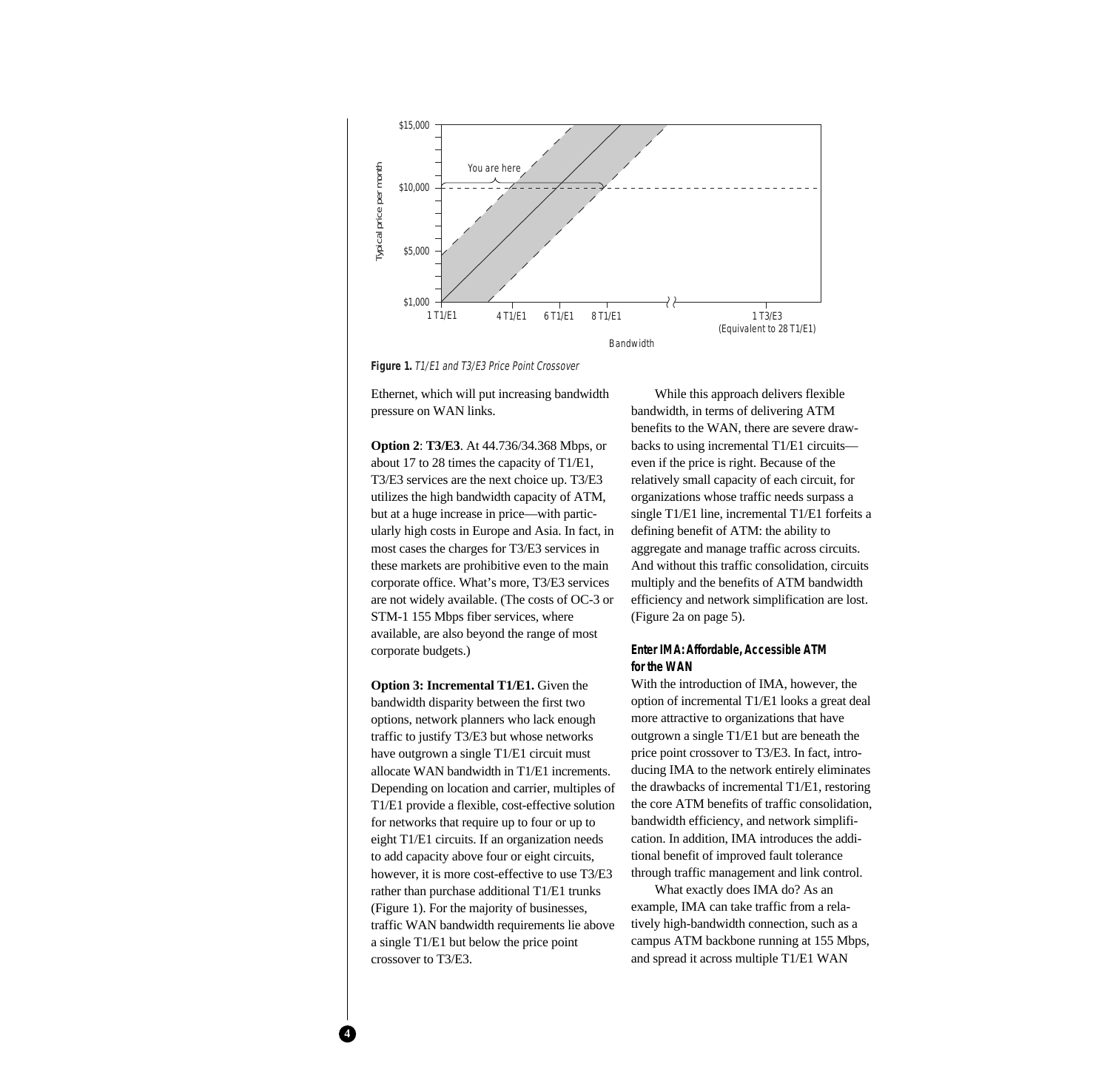Figure 1. *T1/E1 and T3/E3 Price Point Crossover*

Ethernet, which will put increasing bandwidth pressure on WAN links.

**Option 2**: **T3/E3**. At 44.736/34.368 Mbps, or about 17 to 28 times the capacity of T1/E1, T3/E3 services are the next choice up. T3/E3 utilizes the high bandwidth capacity of ATM, but at a huge increase in price—with particularly high costs in Europe and Asia. In fact, in most cases the charges for T3/E3 services in these markets are prohibitive even to the main corporate office. What's more, T3/E3 services are not widely available. (The costs of OC-3 or STM-1 155 Mbps fiber services, where available, are also beyond the range of most corporate budgets.)

**Option 3: Incremental T1/E1.** Given the bandwidth disparity between the first two options, network planners who lack enough traffic to justify T3/E3 but whose networks have outgrown a single T1/E1 circuit must allocate WAN bandwidth in T1/E1 increments. Depending on location and carrier, multiples of T1/E1 provide a flexible, cost-effective solution for networks that require up to four or up to eight T1/E1 circuits. If an organization needs to add capacity above four or eight circuits, however, it is more cost-effective to use T3/E3 rather than purchase additional T1/E1 trunks (Figure 1). For the majority of businesses, traffic WAN bandwidth requirements lie above a single T1/E1 but below the price point crossover to T3/E3.

While this approach delivers flexible bandwidth, in terms of delivering ATM benefits to the WAN, there are severe drawbacks to using incremental T1/E1 circuits—even if the price is right. Because of the relatively small capacity of each circuit, for organizations whose traffic needs surpass a single T1/E1 line, incremental T1/E1 forfeits a defining benefit of ATM: the ability to aggregate and manage traffic across circuits. And without this traffic consolidation, circuits multiply and the benefits of ATM bandwidth efficiency and network simplification are lost. (Figure 2a on page 5).

### Enter IMA: Affordable, Accessible ATM for the WAN

With the introduction of IMA, however, the option of incremental T1/E1 looks a great deal more attractive to organizations that have outgrown a single T1/E1 but are beneath the price point crossover to T3/E3. In fact, introducing IMA to the network entirely eliminates the drawbacks of incremental T1/E1, restoring the core ATM benefits of traffic consolidation, bandwidth efficiency, and network simplification. In addition, IMA introduces the additional benefit of improved fault tolerance through traffic management and link control.

What exactly does IMA do? As an example, IMA can take traffic from a relatively high-bandwidth connection, such as a campus ATM backbone running at 155 Mbps, and spread it across multiple T1/E1 WAN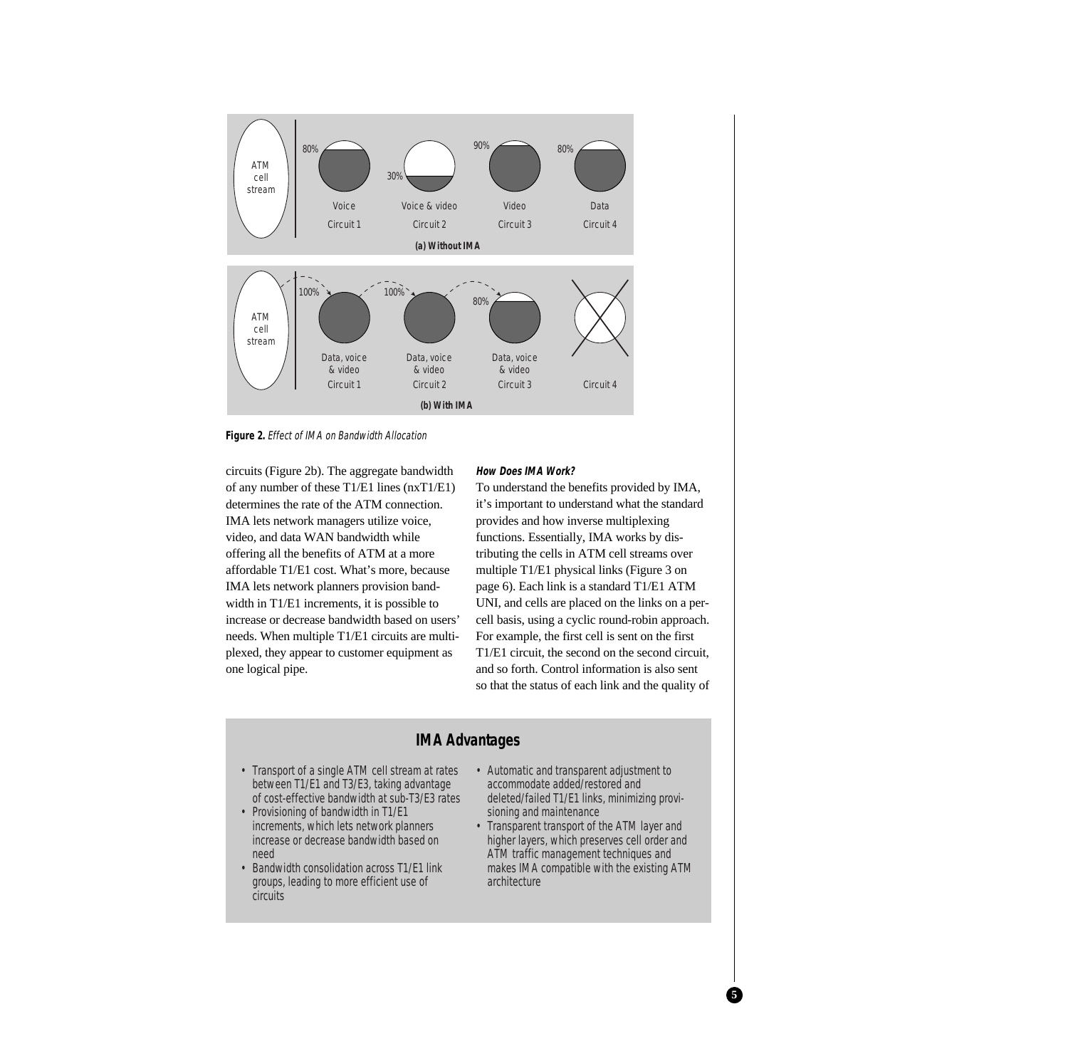ATM cell stream

80% Voice Circuit 1 | 30% Voice & video Circuit 2 | 90% Video Circuit 3 | 80% Data Circuit 4

**(a) Without IMA**

ATM cell stream

100% Data, voice & video Circuit 1 | 100% Data, voice & video Circuit 2 | 80% Data, voice & video Circuit 3 | Circuit 4

**(b) With IMA**

**Figure 2.** *Effect of IMA on Bandwidth Allocation*

circuits (Figure 2b). The aggregate bandwidth of any number of these T1/E1 lines (nxT1/E1) determines the rate of the ATM connection. IMA lets network managers utilize voice, video, and data WAN bandwidth while offering all the benefits of ATM at a more affordable T1/E1 cost. What's more, because IMA lets network planners provision bandwidth in T1/E1 increments, it is possible to increase or decrease bandwidth based on users' needs. When multiple T1/E1 circuits are multiplexed, they appear to customer equipment as one logical pipe.

#### *How Does IMA Work?*

To understand the benefits provided by IMA, it's important to understand what the standard provides and how inverse multiplexing functions. Essentially, IMA works by distributing the cells in ATM cell streams over multiple T1/E1 physical links (Figure 3 on page 6). Each link is a standard T1/E1 ATM UNI, and cells are placed on the links on a per-cell basis, using a cyclic round-robin approach. For example, the first cell is sent on the first T1/E1 circuit, the second on the second circuit, and so forth. Control information is also sent so that the status of each link and the quality of

## IMA Advantages

- Transport of a single ATM cell stream at rates between T1/E1 and T3/E3, taking advantage of cost-effective bandwidth at sub-T3/E3 rates
- Provisioning of bandwidth in T1/E1 increments, which lets network planners increase or decrease bandwidth based on need
- Bandwidth consolidation across T1/E1 link groups, leading to more efficient use of circuits
- Automatic and transparent adjustment to accommodate added/restored and deleted/failed T1/E1 links, minimizing provisioning and maintenance
- Transparent transport of the ATM layer and higher layers, which preserves cell order and ATM traffic management techniques and makes IMA compatible with the existing ATM architecture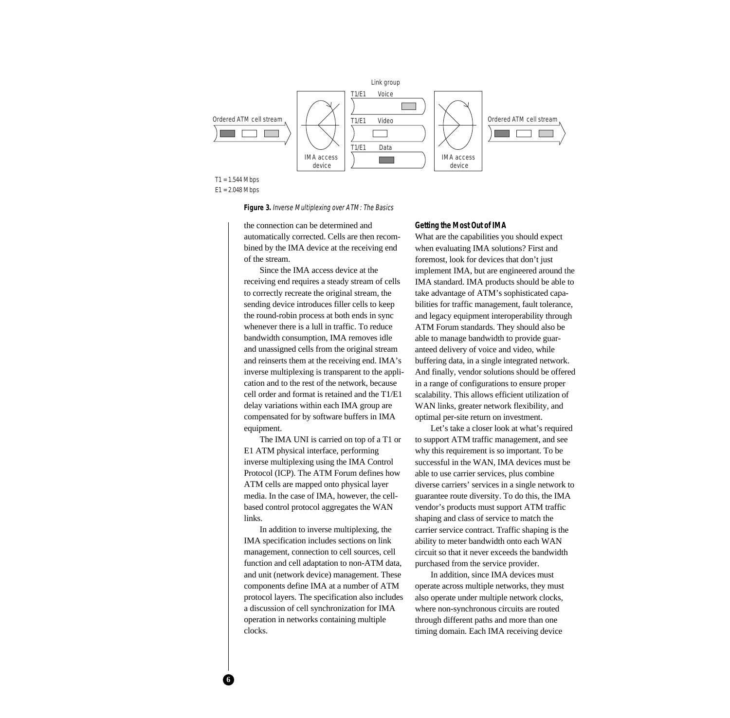Link group

T1/E1 Voice

T1/E1 Video

T1/E1 Data

Ordered ATM cell stream

IMA access device

IMA access device

Ordered ATM cell stream

T1 = 1.544 Mbps
E1 = 2.048 Mbps

**Figure 3.** *Inverse Multiplexing over ATM: The Basics*

the connection can be determined and automatically corrected. Cells are then recombined by the IMA device at the receiving end of the stream.

Since the IMA access device at the receiving end requires a steady stream of cells to correctly recreate the original stream, the sending device introduces filler cells to keep the round-robin process at both ends in sync whenever there is a lull in traffic. To reduce bandwidth consumption, IMA removes idle and unassigned cells from the original stream and reinserts them at the receiving end. IMA's inverse multiplexing is transparent to the application and to the rest of the network, because cell order and format is retained and the T1/E1 delay variations within each IMA group are compensated for by software buffers in IMA equipment.

The IMA UNI is carried on top of a T1 or E1 ATM physical interface, performing inverse multiplexing using the IMA Control Protocol (ICP). The ATM Forum defines how ATM cells are mapped onto physical layer media. In the case of IMA, however, the cell-based control protocol aggregates the WAN links.

In addition to inverse multiplexing, the IMA specification includes sections on link management, connection to cell sources, cell function and cell adaptation to non-ATM data, and unit (network device) management. These components define IMA at a number of ATM protocol layers. The specification also includes a discussion of cell synchronization for IMA operation in networks containing multiple clocks.

### Getting the Most Out of IMA

What are the capabilities you should expect when evaluating IMA solutions? First and foremost, look for devices that don't just implement IMA, but are engineered around the IMA standard. IMA products should be able to take advantage of ATM's sophisticated capabilities for traffic management, fault tolerance, and legacy equipment interoperability through ATM Forum standards. They should also be able to manage bandwidth to provide guaranteed delivery of voice and video, while buffering data, in a single integrated network. And finally, vendor solutions should be offered in a range of configurations to ensure proper scalability. This allows efficient utilization of WAN links, greater network flexibility, and optimal per-site return on investment.

Let's take a closer look at what's required to support ATM traffic management, and see why this requirement is so important. To be successful in the WAN, IMA devices must be able to use carrier services, plus combine diverse carriers' services in a single network to guarantee route diversity. To do this, the IMA vendor's products must support ATM traffic shaping and class of service to match the carrier service contract. Traffic shaping is the ability to meter bandwidth onto each WAN circuit so that it never exceeds the bandwidth purchased from the service provider.

In addition, since IMA devices must operate across multiple networks, they must also operate under multiple network clocks, where non-synchronous circuits are routed through different paths and more than one timing domain. Each IMA receiving device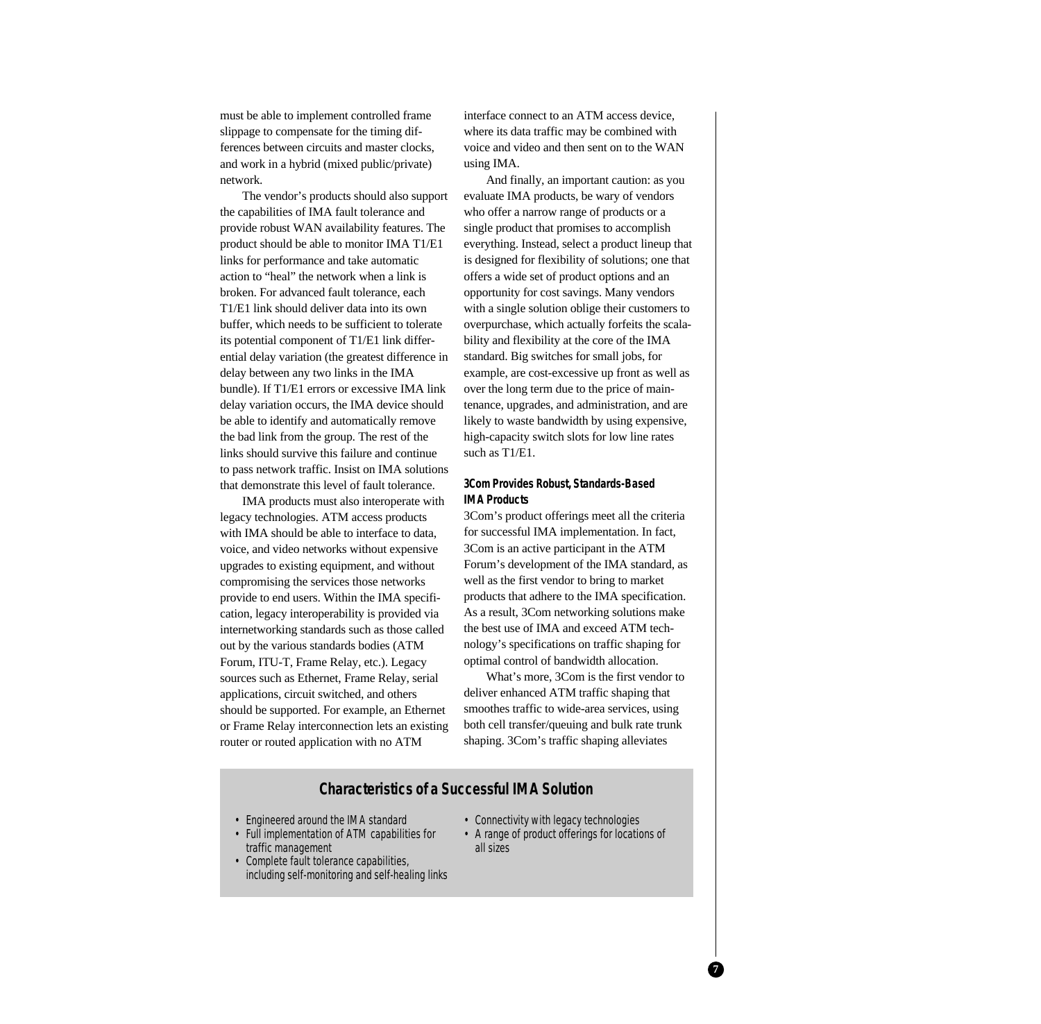must be able to implement controlled frame slippage to compensate for the timing differences between circuits and master clocks, and work in a hybrid (mixed public/private) network.

The vendor's products should also support the capabilities of IMA fault tolerance and provide robust WAN availability features. The product should be able to monitor IMA T1/E1 links for performance and take automatic action to "heal" the network when a link is broken. For advanced fault tolerance, each T1/E1 link should deliver data into its own buffer, which needs to be sufficient to tolerate its potential component of T1/E1 link differential delay variation (the greatest difference in delay between any two links in the IMA bundle). If T1/E1 errors or excessive IMA link delay variation occurs, the IMA device should be able to identify and automatically remove the bad link from the group. The rest of the links should survive this failure and continue to pass network traffic. Insist on IMA solutions that demonstrate this level of fault tolerance.

IMA products must also interoperate with legacy technologies. ATM access products with IMA should be able to interface to data, voice, and video networks without expensive upgrades to existing equipment, and without compromising the services those networks provide to end users. Within the IMA specification, legacy interoperability is provided via internetworking standards such as those called out by the various standards bodies (ATM Forum, ITU-T, Frame Relay, etc.). Legacy sources such as Ethernet, Frame Relay, serial applications, circuit switched, and others should be supported. For example, an Ethernet or Frame Relay interconnection lets an existing router or routed application with no ATM interface connect to an ATM access device, where its data traffic may be combined with voice and video and then sent on to the WAN using IMA.

And finally, an important caution: as you evaluate IMA products, be wary of vendors who offer a narrow range of products or a single product that promises to accomplish everything. Instead, select a product lineup that is designed for flexibility of solutions; one that offers a wide set of product options and an opportunity for cost savings. Many vendors with a single solution oblige their customers to overpurchase, which actually forfeits the scalability and flexibility at the core of the IMA standard. Big switches for small jobs, for example, are cost-excessive up front as well as over the long term due to the price of maintenance, upgrades, and administration, and are likely to waste bandwidth by using expensive, high-capacity switch slots for low line rates such as T1/E1.

### 3Com Provides Robust, Standards-Based IMA Products

3Com's product offerings meet all the criteria for successful IMA implementation. In fact, 3Com is an active participant in the ATM Forum's development of the IMA standard, as well as the first vendor to bring to market products that adhere to the IMA specification. As a result, 3Com networking solutions make the best use of IMA and exceed ATM technology's specifications on traffic shaping for optimal control of bandwidth allocation.

What's more, 3Com is the first vendor to deliver enhanced ATM traffic shaping that smoothes traffic to wide-area services, using both cell transfer/queuing and bulk rate trunk shaping. 3Com's traffic shaping alleviates

### Characteristics of a Successful IMA Solution

- Engineered around the IMA standard
- Full implementation of ATM capabilities for traffic management
- Complete fault tolerance capabilities, including self-monitoring and self-healing links
- Connectivity with legacy technologies
- A range of product offerings for locations of all sizes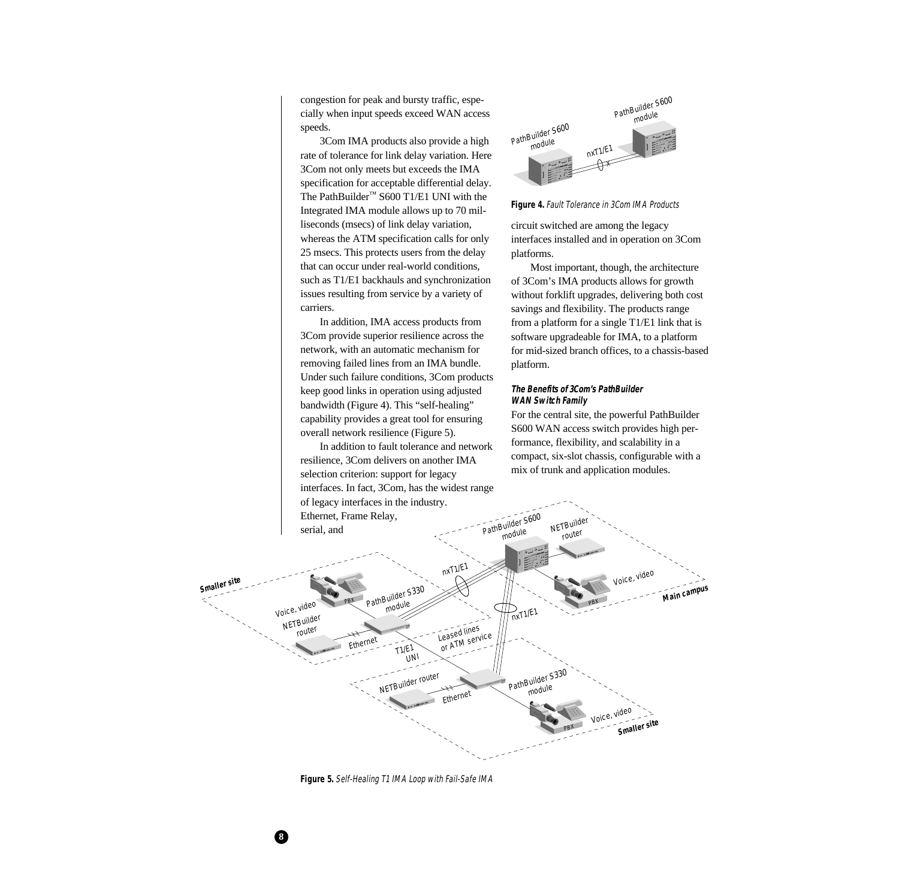congestion for peak and bursty traffic, especially when input speeds exceed WAN access speeds.

3Com IMA products also provide a high rate of tolerance for link delay variation. Here 3Com not only meets but exceeds the IMA specification for acceptable differential delay. The PathBuilder™ S600 T1/E1 UNI with the Integrated IMA module allows up to 70 milliseconds (msecs) of link delay variation, whereas the ATM specification calls for only 25 msecs. This protects users from the delay that can occur under real-world conditions, such as T1/E1 backhauls and synchronization issues resulting from service by a variety of carriers.

In addition, IMA access products from 3Com provide superior resilience across the network, with an automatic mechanism for removing failed lines from an IMA bundle. Under such failure conditions, 3Com products keep good links in operation using adjusted bandwidth (Figure 4). This "self-healing" capability provides a great tool for ensuring overall network resilience (Figure 5).

In addition to fault tolerance and network resilience, 3Com delivers on another IMA selection criterion: support for legacy interfaces. In fact, 3Com, has the widest range of legacy interfaces in the industry. Ethernet, Frame Relay, serial, and circuit switched are among the legacy interfaces installed and in operation on 3Com platforms.

**Figure 4.** *Fault Tolerance in 3Com IMA Products*

Most important, though, the architecture of 3Com's IMA products allows for growth without forklift upgrades, delivering both cost savings and flexibility. The products range from a platform for a single T1/E1 link that is software upgradeable for IMA, to a platform for mid-sized branch offices, to a chassis-based platform.

### *The Benefits of 3Com's PathBuilder WAN Switch Family*

For the central site, the powerful PathBuilder S600 WAN access switch provides high performance, flexibility, and scalability in a compact, six-slot chassis, configurable with a mix of trunk and application modules.

**Figure 5.** *Self-Healing T1 IMA Loop with Fail-Safe IMA*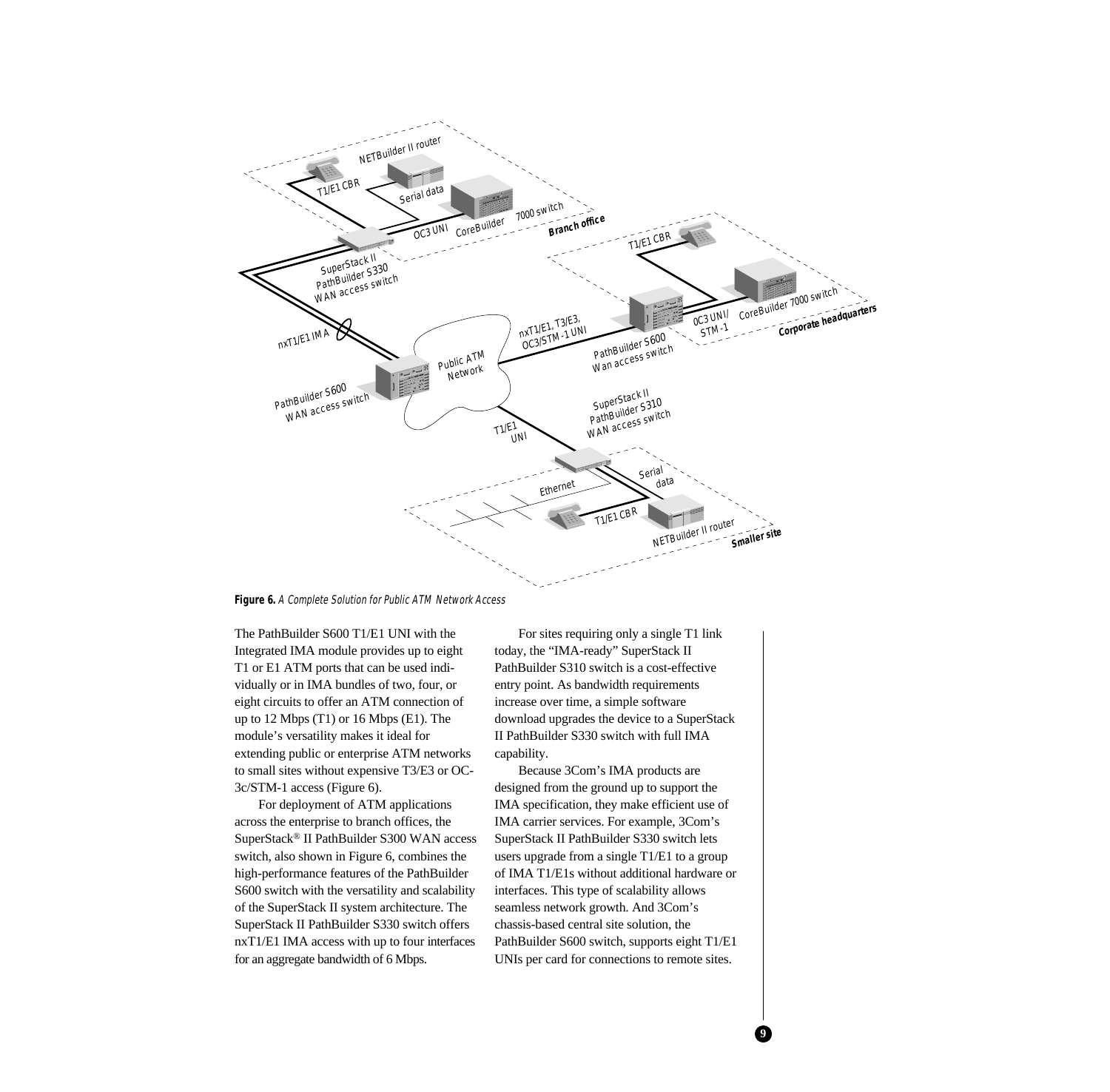**Figure 6.** *A Complete Solution for Public ATM Network Access*

The PathBuilder S600 T1/E1 UNI with the Integrated IMA module provides up to eight T1 or E1 ATM ports that can be used individually or in IMA bundles of two, four, or eight circuits to offer an ATM connection of up to 12 Mbps (T1) or 16 Mbps (E1). The module's versatility makes it ideal for extending public or enterprise ATM networks to small sites without expensive T3/E3 or OC-3c/STM-1 access (Figure 6).

For deployment of ATM applications across the enterprise to branch offices, the SuperStack® II PathBuilder S300 WAN access switch, also shown in Figure 6, combines the high-performance features of the PathBuilder S600 switch with the versatility and scalability of the SuperStack II system architecture. The SuperStack II PathBuilder S330 switch offers nxT1/E1 IMA access with up to four interfaces for an aggregate bandwidth of 6 Mbps.

For sites requiring only a single T1 link today, the "IMA-ready" SuperStack II PathBuilder S310 switch is a cost-effective entry point. As bandwidth requirements increase over time, a simple software download upgrades the device to a SuperStack II PathBuilder S330 switch with full IMA capability.

Because 3Com's IMA products are designed from the ground up to support the IMA specification, they make efficient use of IMA carrier services. For example, 3Com's SuperStack II PathBuilder S330 switch lets users upgrade from a single T1/E1 to a group of IMA T1/E1s without additional hardware or interfaces. This type of scalability allows seamless network growth. And 3Com's chassis-based central site solution, the PathBuilder S600 switch, supports eight T1/E1 UNIs per card for connections to remote sites.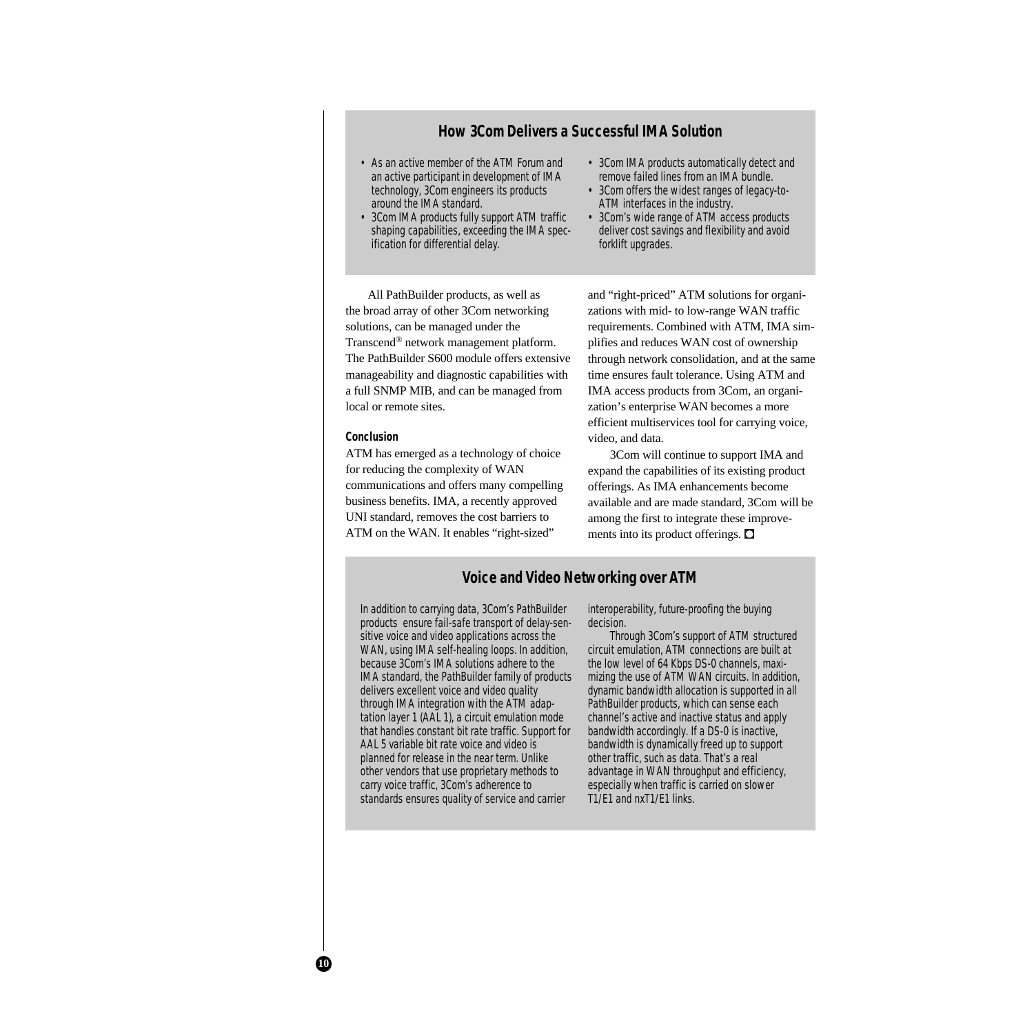## How 3Com Delivers a Successful IMA Solution

- As an active member of the ATM Forum and an active participant in development of IMA technology, 3Com engineers its products around the IMA standard.
- 3Com IMA products fully support ATM traffic shaping capabilities, exceeding the IMA specification for differential delay.
- 3Com IMA products automatically detect and remove failed lines from an IMA bundle.
- 3Com offers the widest ranges of legacy-to-ATM interfaces in the industry.
- 3Com's wide range of ATM access products deliver cost savings and flexibility and avoid forklift upgrades.

All PathBuilder products, as well as the broad array of other 3Com networking solutions, can be managed under the Transcend® network management platform. The PathBuilder S600 module offers extensive manageability and diagnostic capabilities with a full SNMP MIB, and can be managed from local or remote sites.

### Conclusion

ATM has emerged as a technology of choice for reducing the complexity of WAN communications and offers many compelling business benefits. IMA, a recently approved UNI standard, removes the cost barriers to ATM on the WAN. It enables "right-sized" and "right-priced" ATM solutions for organizations with mid- to low-range WAN traffic requirements. Combined with ATM, IMA simplifies and reduces WAN cost of ownership through network consolidation, and at the same time ensures fault tolerance. Using ATM and IMA access products from 3Com, an organization's enterprise WAN becomes a more efficient multiservices tool for carrying voice, video, and data.

3Com will continue to support IMA and expand the capabilities of its existing product offerings. As IMA enhancements become available and are made standard, 3Com will be among the first to integrate these improvements into its product offerings.

## Voice and Video Networking over ATM

In addition to carrying data, 3Com's PathBuilder products ensure fail-safe transport of delay-sensitive voice and video applications across the WAN, using IMA self-healing loops. In addition, because 3Com's IMA solutions adhere to the IMA standard, the PathBuilder family of products delivers excellent voice and video quality through IMA integration with the ATM adaptation layer 1 (AAL 1), a circuit emulation mode that handles constant bit rate traffic. Support for AAL 5 variable bit rate voice and video is planned for release in the near term. Unlike other vendors that use proprietary methods to carry voice traffic, 3Com's adherence to standards ensures quality of service and carrier interoperability, future-proofing the buying decision.

Through 3Com's support of ATM structured circuit emulation, ATM connections are built at the low level of 64 Kbps DS-0 channels, maximizing the use of ATM WAN circuits. In addition, dynamic bandwidth allocation is supported in all PathBuilder products, which can sense each channel's active and inactive status and apply bandwidth accordingly. If a DS-0 is inactive, bandwidth is dynamically freed up to support other traffic, such as data. That's a real advantage in WAN throughput and efficiency, especially when traffic is carried on slower T1/E1 and nxT1/E1 links.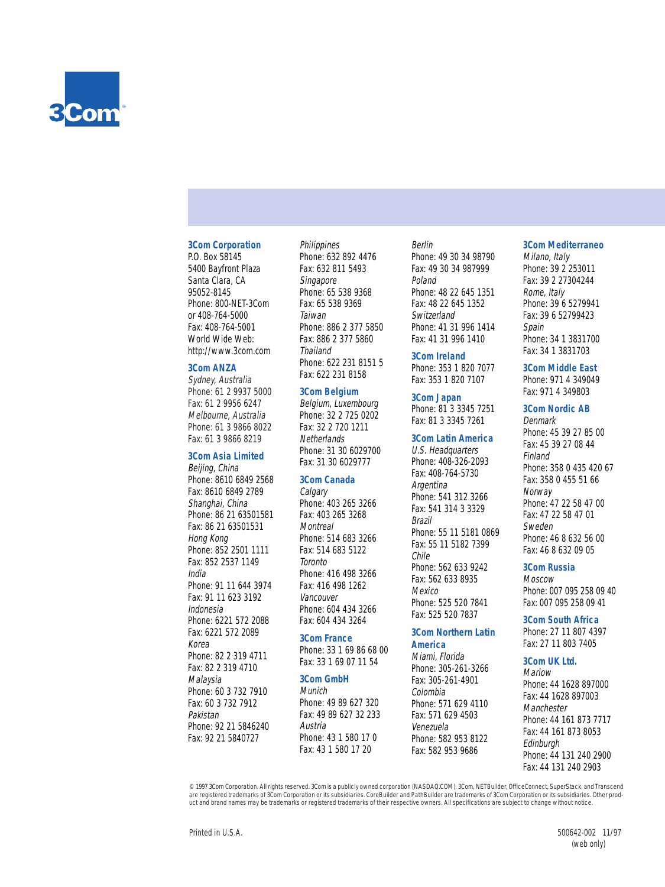3Com

**3Com Corporation**
P.O. Box 58145
5400 Bayfront Plaza
Santa Clara, CA
95052-8145
Phone: 800-NET-3Com
or 408-764-5000
Fax: 408-764-5001
World Wide Web:
http://www.3com.com

**3Com ANZA**
*Sydney, Australia*
Phone: 61 2 9937 5000
Fax: 61 2 9956 6247
*Melbourne, Australia*
Phone: 61 3 9866 8022
Fax: 61 3 9866 8219

**3Com Asia Limited**
*Beijing, China*
Phone: 8610 6849 2568
Fax: 8610 6849 2789
*Shanghai, China*
Phone: 86 21 63501581
Fax: 86 21 63501531
*Hong Kong*
Phone: 852 2501 1111
Fax: 852 2537 1149
*India*
Phone: 91 11 644 3974
Fax: 91 11 623 3192
*Indonesia*
Phone: 6221 572 2088
Fax: 6221 572 2089
*Korea*
Phone: 82 2 319 4711
Fax: 82 2 319 4710
*Malaysia*
Phone: 60 3 732 7910
Fax: 60 3 732 7912
*Pakistan*
Phone: 92 21 5846240
Fax: 92 21 5840727
*Philippines*
Phone: 632 892 4476
Fax: 632 811 5493
*Singapore*
Phone: 65 538 9368
Fax: 65 538 9369
*Taiwan*
Phone: 886 2 377 5850
Fax: 886 2 377 5860
*Thailand*
Phone: 622 231 8151 5
Fax: 622 231 8158

**3Com Belgium**
*Belgium, Luxembourg*
Phone: 32 2 725 0202
Fax: 32 2 720 1211
*Netherlands*
Phone: 31 30 6029700
Fax: 31 30 6029777

**3Com Canada**
*Calgary*
Phone: 403 265 3266
Fax: 403 265 3268
*Montreal*
Phone: 514 683 3266
Fax: 514 683 5122
*Toronto*
Phone: 416 498 3266
Fax: 416 498 1262
*Vancouver*
Phone: 604 434 3266
Fax: 604 434 3264

**3Com France**
Phone: 33 1 69 86 68 00
Fax: 33 1 69 07 11 54

**3Com GmbH**
*Munich*
Phone: 49 89 627 320
Fax: 49 89 627 32 233
*Austria*
Phone: 43 1 580 17 0
Fax: 43 1 580 17 20
*Berlin*
Phone: 49 30 34 98790
Fax: 49 30 34 987999
*Poland*
Phone: 48 22 645 1351
Fax: 48 22 645 1352
*Switzerland*
Phone: 41 31 996 1414
Fax: 41 31 996 1410

**3Com Ireland**
Phone: 353 1 820 7077
Fax: 353 1 820 7107

**3Com Japan**
Phone: 81 3 3345 7251
Fax: 81 3 3345 7261

**3Com Latin America**
*U.S. Headquarters*
Phone: 408-326-2093
Fax: 408-764-5730
*Argentina*
Phone: 541 312 3266
Fax: 541 314 3 3329
*Brazil*
Phone: 55 11 5181 0869
Fax: 55 11 5182 7399
*Chile*
Phone: 562 633 9242
Fax: 562 633 8935
*Mexico*
Phone: 525 520 7841
Fax: 525 520 7837

**3Com Northern Latin America**
*Miami, Florida*
Phone: 305-261-3266
Fax: 305-261-4901
*Colombia*
Phone: 571 629 4110
Fax: 571 629 4503
*Venezuela*
Phone: 582 953 8122
Fax: 582 953 9686

**3Com Mediterraneo**
*Milano, Italy*
Phone: 39 2 253011
Fax: 39 2 27304244
*Rome, Italy*
Phone: 39 6 5279941
Fax: 39 6 52799423
*Spain*
Phone: 34 1 3831700
Fax: 34 1 3831703

**3Com Middle East**
Phone: 971 4 349049
Fax: 971 4 349803

**3Com Nordic AB**
*Denmark*
Phone: 45 39 27 85 00
Fax: 45 39 27 08 44
*Finland*
Phone: 358 0 435 420 67
Fax: 358 0 455 51 66
*Norway*
Phone: 47 22 58 47 00
Fax: 47 22 58 47 01
*Sweden*
Phone: 46 8 632 56 00
Fax: 46 8 632 09 05

**3Com Russia**
*Moscow*
Phone: 007 095 258 09 40
Fax: 007 095 258 09 41

**3Com South Africa**
Phone: 27 11 807 4397
Fax: 27 11 803 7405

**3Com UK Ltd.**
*Marlow*
Phone: 44 1628 897000
Fax: 44 1628 897003
*Manchester*
Phone: 44 161 873 7717
Fax: 44 161 873 8053
*Edinburgh*
Phone: 44 131 240 2900
Fax: 44 131 240 2903

© 1997 3Com Corporation. All rights reserved. 3Com is a publicly owned corporation (NASDAQ:COMS). 3Com, NETBuilder, OfficeConnect, SuperStack, and Transcend are registered trademarks of 3Com Corporation or its subsidiaries. CoreBuilder and PathBuilder are trademarks of 3Com Corporation or its subsidiaries. Other product and brand names may be trademarks or registered trademarks of their respective owners. All specifications are subject to change without notice.

Printed in U.S.A.

500642-002 11/97
(web only)